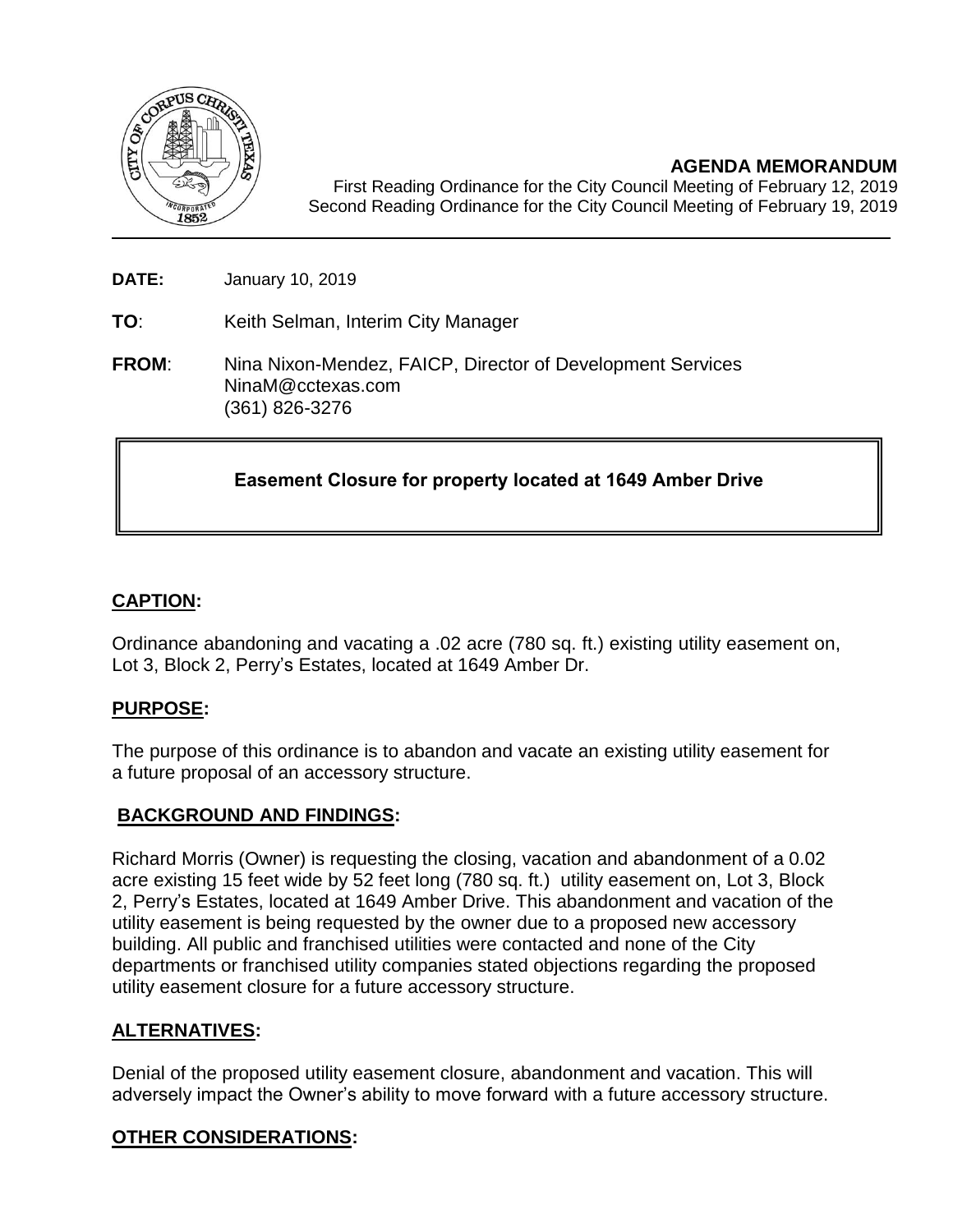**AGENDA MEMORANDUM**

First Reading Ordinance for the City Council Meeting of February 12, 2019
Second Reading Ordinance for the City Council Meeting of February 19, 2019

---

**DATE:** January 10, 2019

**TO**: Keith Selman, Interim City Manager

**FROM**: Nina Nixon-Mendez, FAICP, Director of Development Services
NinaM@cctexas.com
(361) 826-3276

**Easement Closure for property located at 1649 Amber Drive**

## CAPTION:

Ordinance abandoning and vacating a .02 acre (780 sq. ft.) existing utility easement on, Lot 3, Block 2, Perry's Estates, located at 1649 Amber Dr.

## PURPOSE:

The purpose of this ordinance is to abandon and vacate an existing utility easement for a future proposal of an accessory structure.

## BACKGROUND AND FINDINGS:

Richard Morris (Owner) is requesting the closing, vacation and abandonment of a 0.02 acre existing 15 feet wide by 52 feet long (780 sq. ft.) utility easement on, Lot 3, Block 2, Perry's Estates, located at 1649 Amber Drive. This abandonment and vacation of the utility easement is being requested by the owner due to a proposed new accessory building. All public and franchised utilities were contacted and none of the City departments or franchised utility companies stated objections regarding the proposed utility easement closure for a future accessory structure.

## ALTERNATIVES:

Denial of the proposed utility easement closure, abandonment and vacation. This will adversely impact the Owner's ability to move forward with a future accessory structure.

## OTHER CONSIDERATIONS: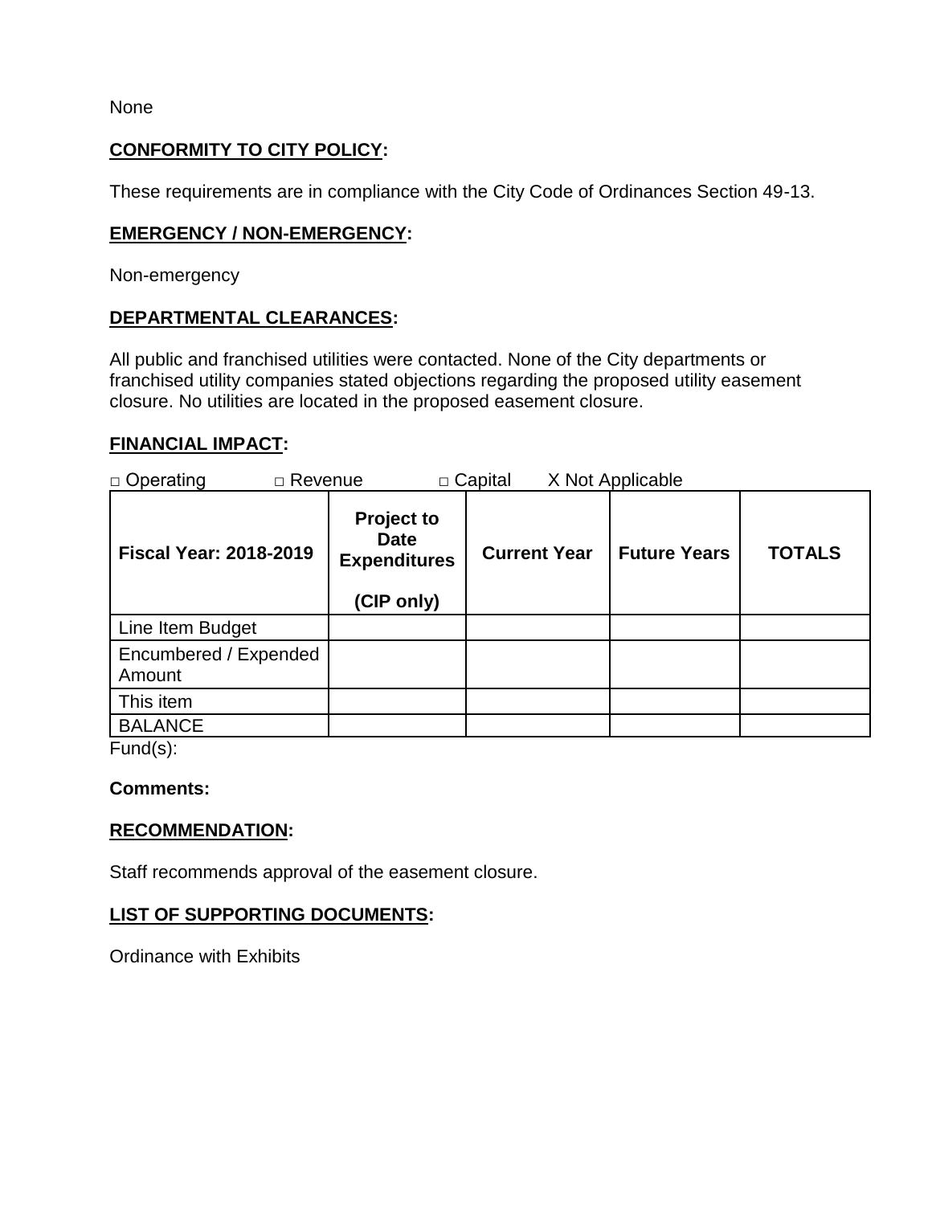None

**CONFORMITY TO CITY POLICY:**

These requirements are in compliance with the City Code of Ordinances Section 49-13.

**EMERGENCY / NON-EMERGENCY:**

Non-emergency

**DEPARTMENTAL CLEARANCES:**

All public and franchised utilities were contacted. None of the City departments or franchised utility companies stated objections regarding the proposed utility easement closure. No utilities are located in the proposed easement closure.

**FINANCIAL IMPACT:**

□ Operating □ Revenue □ Capital X Not Applicable

| Fiscal Year: 2018-2019 | Project to Date Expenditures (CIP only) | Current Year | Future Years | TOTALS |
|---|---|---|---|---|
| Line Item Budget | | | | |
| Encumbered / Expended Amount | | | | |
| This item | | | | |
| BALANCE | | | | |

Fund(s):

**Comments:**

**RECOMMENDATION:**

Staff recommends approval of the easement closure.

**LIST OF SUPPORTING DOCUMENTS:**

Ordinance with Exhibits